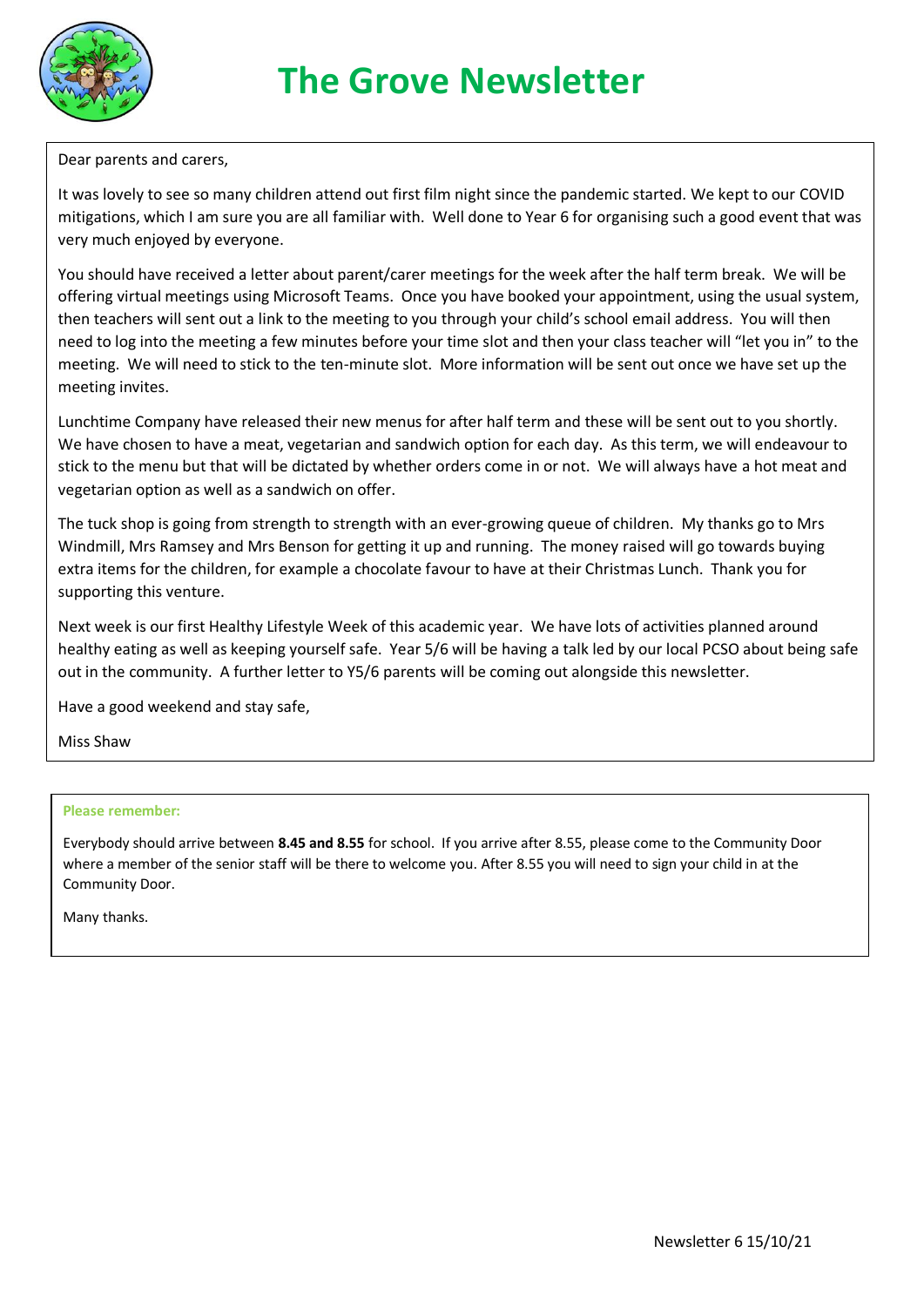# The Grove Newsletter

Dear parents and carers,

It was lovely to see so many children attend out first film night since the pandemic started. We kept to our COVID mitigations, which I am sure you are all familiar with. Well done to Year 6 for organising such a good event that was very much enjoyed by everyone.

You should have received a letter about parent/carer meetings for the week after the half term break. We will be offering virtual meetings using Microsoft Teams. Once you have booked your appointment, using the usual system, then teachers will sent out a link to the meeting to you through your child's school email address. You will then need to log into the meeting a few minutes before your time slot and then your class teacher will "let you in" to the meeting. We will need to stick to the ten-minute slot. More information will be sent out once we have set up the meeting invites.

Lunchtime Company have released their new menus for after half term and these will be sent out to you shortly. We have chosen to have a meat, vegetarian and sandwich option for each day. As this term, we will endeavour to stick to the menu but that will be dictated by whether orders come in or not. We will always have a hot meat and vegetarian option as well as a sandwich on offer.

The tuck shop is going from strength to strength with an ever-growing queue of children. My thanks go to Mrs Windmill, Mrs Ramsey and Mrs Benson for getting it up and running. The money raised will go towards buying extra items for the children, for example a chocolate favour to have at their Christmas Lunch. Thank you for supporting this venture.

Next week is our first Healthy Lifestyle Week of this academic year. We have lots of activities planned around healthy eating as well as keeping yourself safe. Year 5/6 will be having a talk led by our local PCSO about being safe out in the community. A further letter to Y5/6 parents will be coming out alongside this newsletter.

Have a good weekend and stay safe,

Miss Shaw

**Please remember:**

Everybody should arrive between **8.45 and 8.55** for school. If you arrive after 8.55, please come to the Community Door where a member of the senior staff will be there to welcome you. After 8.55 you will need to sign your child in at the Community Door.

Many thanks.

Newsletter 6 15/10/21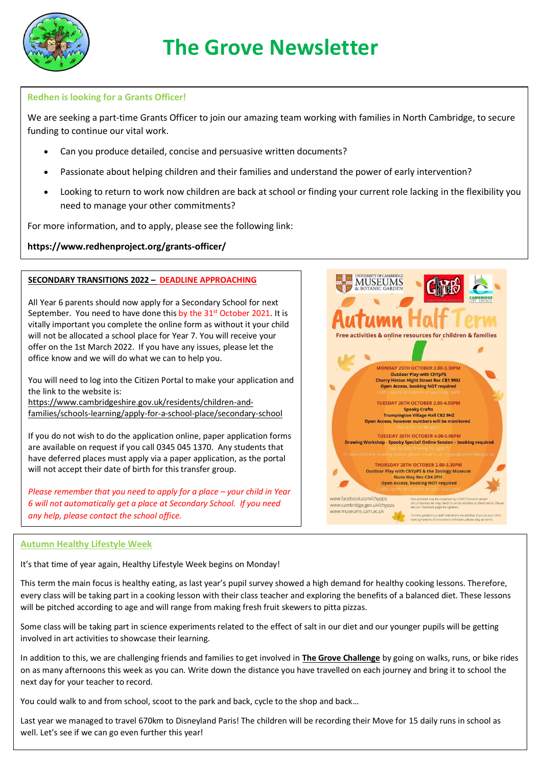# The Grove Newsletter

## Redhen is looking for a Grants Officer!

We are seeking a part-time Grants Officer to join our amazing team working with families in North Cambridge, to secure funding to continue our vital work.

- Can you produce detailed, concise and persuasive written documents?
- Passionate about helping children and their families and understand the power of early intervention?
- Looking to return to work now children are back at school or finding your current role lacking in the flexibility you need to manage your other commitments?

For more information, and to apply, please see the following link:

**https://www.redhenproject.org/grants-officer/**

## SECONDARY TRANSITIONS 2022 – DEADLINE APPROACHING

All Year 6 parents should now apply for a Secondary School for next September. You need to have done this by the 31st October 2021. It is vitally important you complete the online form as without it your child will not be allocated a school place for Year 7. You will receive your offer on the 1st March 2022. If you have any issues, please let the office know and we will do what we can to help you.

You will need to log into the Citizen Portal to make your application and the link to the website is:
https://www.cambridgeshire.gov.uk/residents/children-and-families/schools-learning/apply-for-a-school-place/secondary-school

If you do not wish to do the application online, paper application forms are available on request if you call 0345 045 1370. Any students that have deferred places must apply via a paper application, as the portal will not accept their date of birth for this transfer group.

*Please remember that you need to apply for a place – your child in Year 6 will not automatically get a place at Secondary School. If you need any help, please contact the school office.*

University of Cambridge Museums & Botanic Garden | ChYpPS | Cambridge City Council

## Autumn Half Term

Free activities & online resources for children & families

**MONDAY 25TH OCTOBER 2.00-3.30PM**
**Outdoor Play with ChYpPS**
**Cherry Hinton Hight Street Rec CB1 9NU**
**Open Access, booking NOT required**
Crafts, sports and games on your local park!

**TUESDAY 26TH OCTOBER 2.00-4.00PM**
**Spooky Crafts**
**Trumpington Village Hall CB2 9HZ**
**Open Access, however numbers will be monitored**
Fun crafts for all ages!

**TUESDAY 26TH OCTOBER 4.00-5.00PM**
**Drawing Workshop - Spooky Special! Online Session - booking required**
Step by step drawing for ages 7+
To book onto the drawing session please email us at chypps@cambridge.gov.uk

**THURSDAY 28TH OCTOBER 2.00-3.30PM**
**Outdoor Play with ChYpPS & the Zoology Museum**
**Nuns Way Rec CB4 2PH**
**Open Access, booking NOT required**
Crafts, sports and games on your local park!

www.facebook.com/chypps
www.cambridge.gov.uk/chypps
www.museums.cam.ac.uk

Our activities may be impacted by COVID19 and in certain circumstances we may need to cancel activities at short notice. Please see our Facebook page for updates.

To help protect our staff and others we ask that if you or your child have symptoms of coronavirus infection, please stay at home.

## Autumn Healthy Lifestyle Week

It's that time of year again, Healthy Lifestyle Week begins on Monday!

This term the main focus is healthy eating, as last year's pupil survey showed a high demand for healthy cooking lessons. Therefore, every class will be taking part in a cooking lesson with their class teacher and exploring the benefits of a balanced diet. These lessons will be pitched according to age and will range from making fresh fruit skewers to pitta pizzas.

Some class will be taking part in science experiments related to the effect of salt in our diet and our younger pupils will be getting involved in art activities to showcase their learning.

In addition to this, we are challenging friends and families to get involved in **The Grove Challenge** by going on walks, runs, or bike rides on as many afternoons this week as you can. Write down the distance you have travelled on each journey and bring it to school the next day for your teacher to record.

You could walk to and from school, scoot to the park and back, cycle to the shop and back…

Last year we managed to travel 670km to Disneyland Paris! The children will be recording their Move for 15 daily runs in school as well. Let's see if we can go even further this year!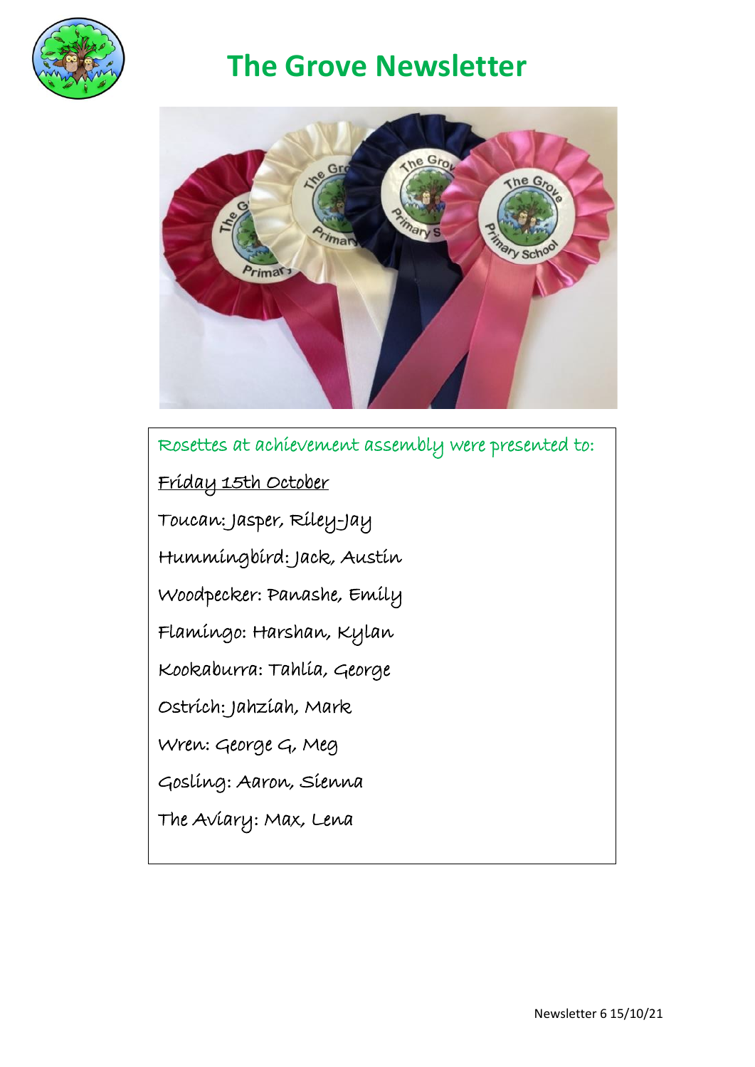# The Grove Newsletter

Rosettes at achievement assembly were presented to:

Friday 15th October

Toucan: Jasper, Riley-Jay

Hummingbird: Jack, Austin

Woodpecker: Panashe, Emily

Flamingo: Harshan, Kylan

Kookaburra: Tahlia, George

Ostrich: Jahziah, Mark

Wren: George G, Meg

Gosling: Aaron, Sienna

The Aviary: Max, Lena